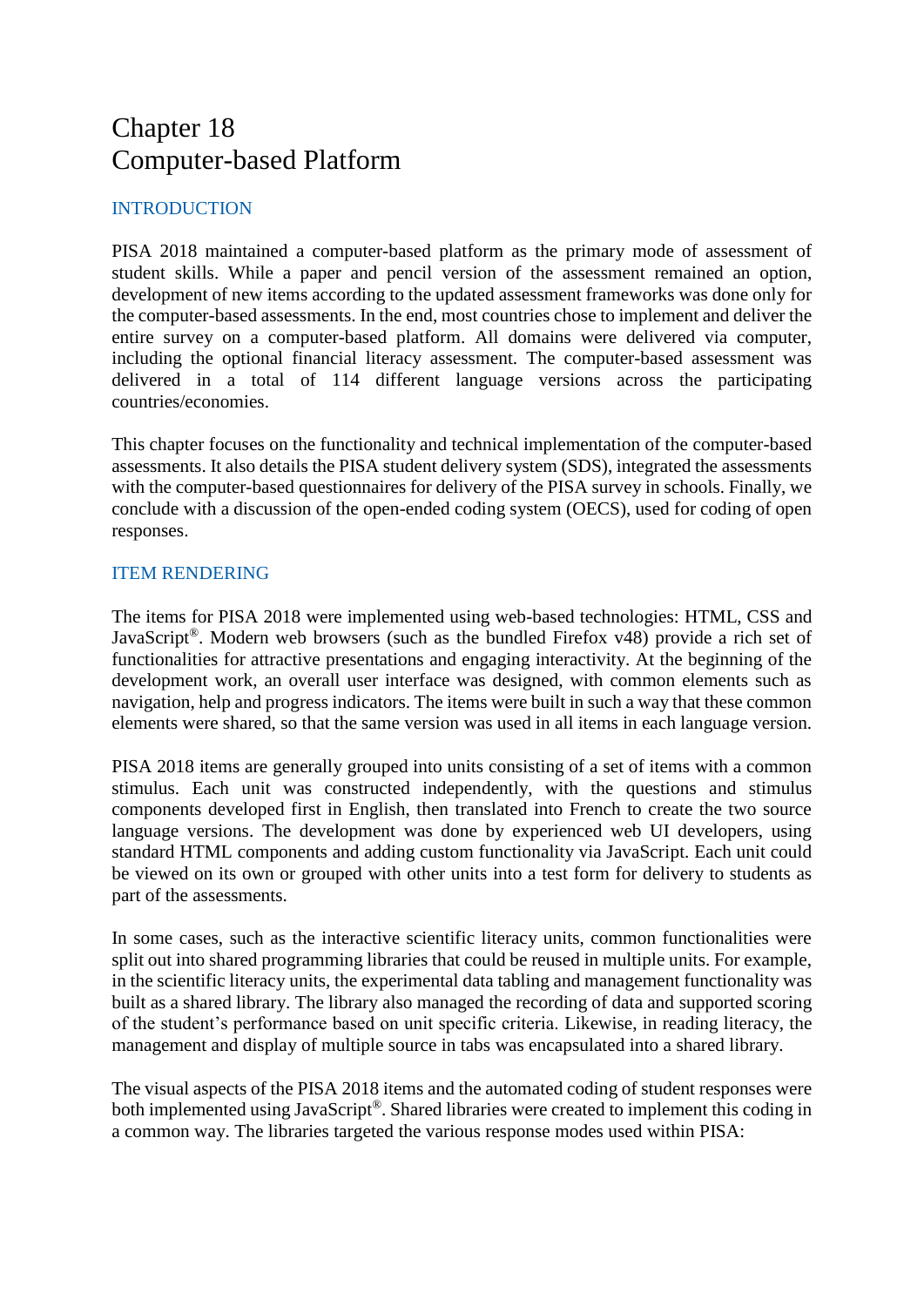# Chapter 18
# Computer-based Platform

## INTRODUCTION

PISA 2018 maintained a computer-based platform as the primary mode of assessment of student skills. While a paper and pencil version of the assessment remained an option, development of new items according to the updated assessment frameworks was done only for the computer-based assessments. In the end, most countries chose to implement and deliver the entire survey on a computer-based platform. All domains were delivered via computer, including the optional financial literacy assessment. The computer-based assessment was delivered in a total of 114 different language versions across the participating countries/economies.

This chapter focuses on the functionality and technical implementation of the computer-based assessments. It also details the PISA student delivery system (SDS), integrated the assessments with the computer-based questionnaires for delivery of the PISA survey in schools. Finally, we conclude with a discussion of the open-ended coding system (OECS), used for coding of open responses.

## ITEM RENDERING

The items for PISA 2018 were implemented using web-based technologies: HTML, CSS and JavaScript®. Modern web browsers (such as the bundled Firefox v48) provide a rich set of functionalities for attractive presentations and engaging interactivity. At the beginning of the development work, an overall user interface was designed, with common elements such as navigation, help and progress indicators. The items were built in such a way that these common elements were shared, so that the same version was used in all items in each language version.

PISA 2018 items are generally grouped into units consisting of a set of items with a common stimulus. Each unit was constructed independently, with the questions and stimulus components developed first in English, then translated into French to create the two source language versions. The development was done by experienced web UI developers, using standard HTML components and adding custom functionality via JavaScript. Each unit could be viewed on its own or grouped with other units into a test form for delivery to students as part of the assessments.

In some cases, such as the interactive scientific literacy units, common functionalities were split out into shared programming libraries that could be reused in multiple units. For example, in the scientific literacy units, the experimental data tabling and management functionality was built as a shared library. The library also managed the recording of data and supported scoring of the student's performance based on unit specific criteria. Likewise, in reading literacy, the management and display of multiple source in tabs was encapsulated into a shared library.

The visual aspects of the PISA 2018 items and the automated coding of student responses were both implemented using JavaScript®. Shared libraries were created to implement this coding in a common way. The libraries targeted the various response modes used within PISA: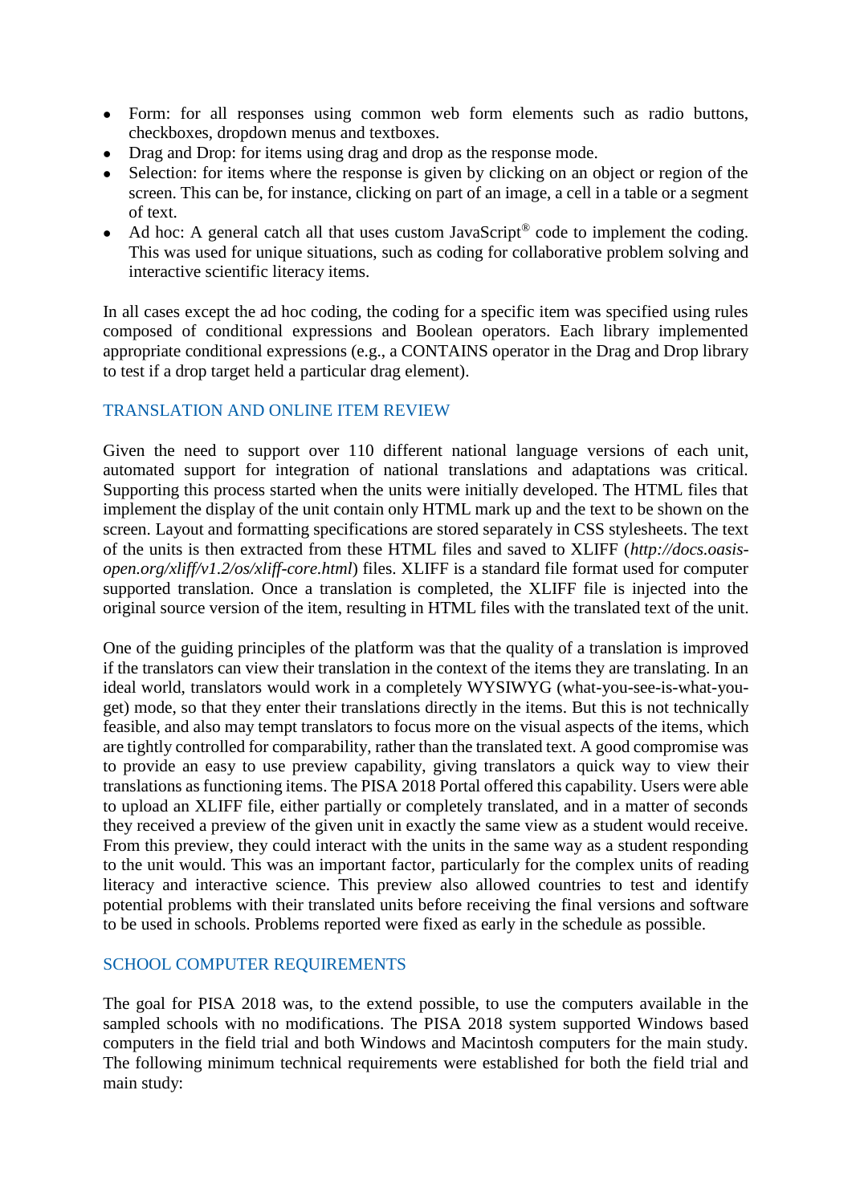- Form: for all responses using common web form elements such as radio buttons, checkboxes, dropdown menus and textboxes.
- Drag and Drop: for items using drag and drop as the response mode.
- Selection: for items where the response is given by clicking on an object or region of the screen. This can be, for instance, clicking on part of an image, a cell in a table or a segment of text.
- Ad hoc: A general catch all that uses custom JavaScript® code to implement the coding. This was used for unique situations, such as coding for collaborative problem solving and interactive scientific literacy items.

In all cases except the ad hoc coding, the coding for a specific item was specified using rules composed of conditional expressions and Boolean operators. Each library implemented appropriate conditional expressions (e.g., a CONTAINS operator in the Drag and Drop library to test if a drop target held a particular drag element).

## TRANSLATION AND ONLINE ITEM REVIEW

Given the need to support over 110 different national language versions of each unit, automated support for integration of national translations and adaptations was critical. Supporting this process started when the units were initially developed. The HTML files that implement the display of the unit contain only HTML mark up and the text to be shown on the screen. Layout and formatting specifications are stored separately in CSS stylesheets. The text of the units is then extracted from these HTML files and saved to XLIFF (*http://docs.oasis-open.org/xliff/v1.2/os/xliff-core.html*) files. XLIFF is a standard file format used for computer supported translation. Once a translation is completed, the XLIFF file is injected into the original source version of the item, resulting in HTML files with the translated text of the unit.

One of the guiding principles of the platform was that the quality of a translation is improved if the translators can view their translation in the context of the items they are translating. In an ideal world, translators would work in a completely WYSIWYG (what-you-see-is-what-you-get) mode, so that they enter their translations directly in the items. But this is not technically feasible, and also may tempt translators to focus more on the visual aspects of the items, which are tightly controlled for comparability, rather than the translated text. A good compromise was to provide an easy to use preview capability, giving translators a quick way to view their translations as functioning items. The PISA 2018 Portal offered this capability. Users were able to upload an XLIFF file, either partially or completely translated, and in a matter of seconds they received a preview of the given unit in exactly the same view as a student would receive. From this preview, they could interact with the units in the same way as a student responding to the unit would. This was an important factor, particularly for the complex units of reading literacy and interactive science. This preview also allowed countries to test and identify potential problems with their translated units before receiving the final versions and software to be used in schools. Problems reported were fixed as early in the schedule as possible.

## SCHOOL COMPUTER REQUIREMENTS

The goal for PISA 2018 was, to the extend possible, to use the computers available in the sampled schools with no modifications. The PISA 2018 system supported Windows based computers in the field trial and both Windows and Macintosh computers for the main study. The following minimum technical requirements were established for both the field trial and main study: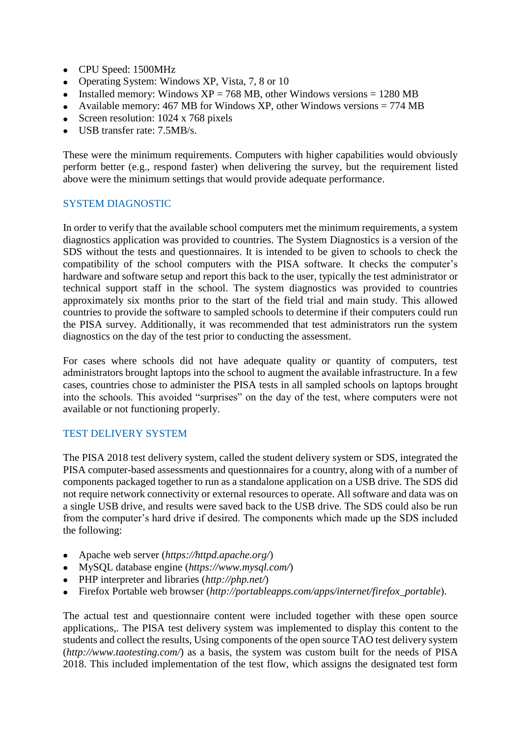- CPU Speed: 1500MHz
- Operating System: Windows XP, Vista, 7, 8 or 10
- Installed memory: Windows XP = 768 MB, other Windows versions = 1280 MB
- Available memory: 467 MB for Windows XP, other Windows versions = 774 MB
- Screen resolution: 1024 x 768 pixels
- USB transfer rate: 7.5MB/s.

These were the minimum requirements. Computers with higher capabilities would obviously perform better (e.g., respond faster) when delivering the survey, but the requirement listed above were the minimum settings that would provide adequate performance.

## SYSTEM DIAGNOSTIC

In order to verify that the available school computers met the minimum requirements, a system diagnostics application was provided to countries. The System Diagnostics is a version of the SDS without the tests and questionnaires. It is intended to be given to schools to check the compatibility of the school computers with the PISA software. It checks the computer's hardware and software setup and report this back to the user, typically the test administrator or technical support staff in the school. The system diagnostics was provided to countries approximately six months prior to the start of the field trial and main study. This allowed countries to provide the software to sampled schools to determine if their computers could run the PISA survey. Additionally, it was recommended that test administrators run the system diagnostics on the day of the test prior to conducting the assessment.

For cases where schools did not have adequate quality or quantity of computers, test administrators brought laptops into the school to augment the available infrastructure. In a few cases, countries chose to administer the PISA tests in all sampled schools on laptops brought into the schools. This avoided "surprises" on the day of the test, where computers were not available or not functioning properly.

## TEST DELIVERY SYSTEM

The PISA 2018 test delivery system, called the student delivery system or SDS, integrated the PISA computer-based assessments and questionnaires for a country, along with of a number of components packaged together to run as a standalone application on a USB drive. The SDS did not require network connectivity or external resources to operate. All software and data was on a single USB drive, and results were saved back to the USB drive. The SDS could also be run from the computer's hard drive if desired. The components which made up the SDS included the following:

- Apache web server (*https://httpd.apache.org/*)
- MySQL database engine (*https://www.mysql.com/*)
- PHP interpreter and libraries (*http://php.net/*)
- Firefox Portable web browser (*http://portableapps.com/apps/internet/firefox_portable*).

The actual test and questionnaire content were included together with these open source applications,. The PISA test delivery system was implemented to display this content to the students and collect the results, Using components of the open source TAO test delivery system (*http://www.taotesting.com/*) as a basis, the system was custom built for the needs of PISA 2018. This included implementation of the test flow, which assigns the designated test form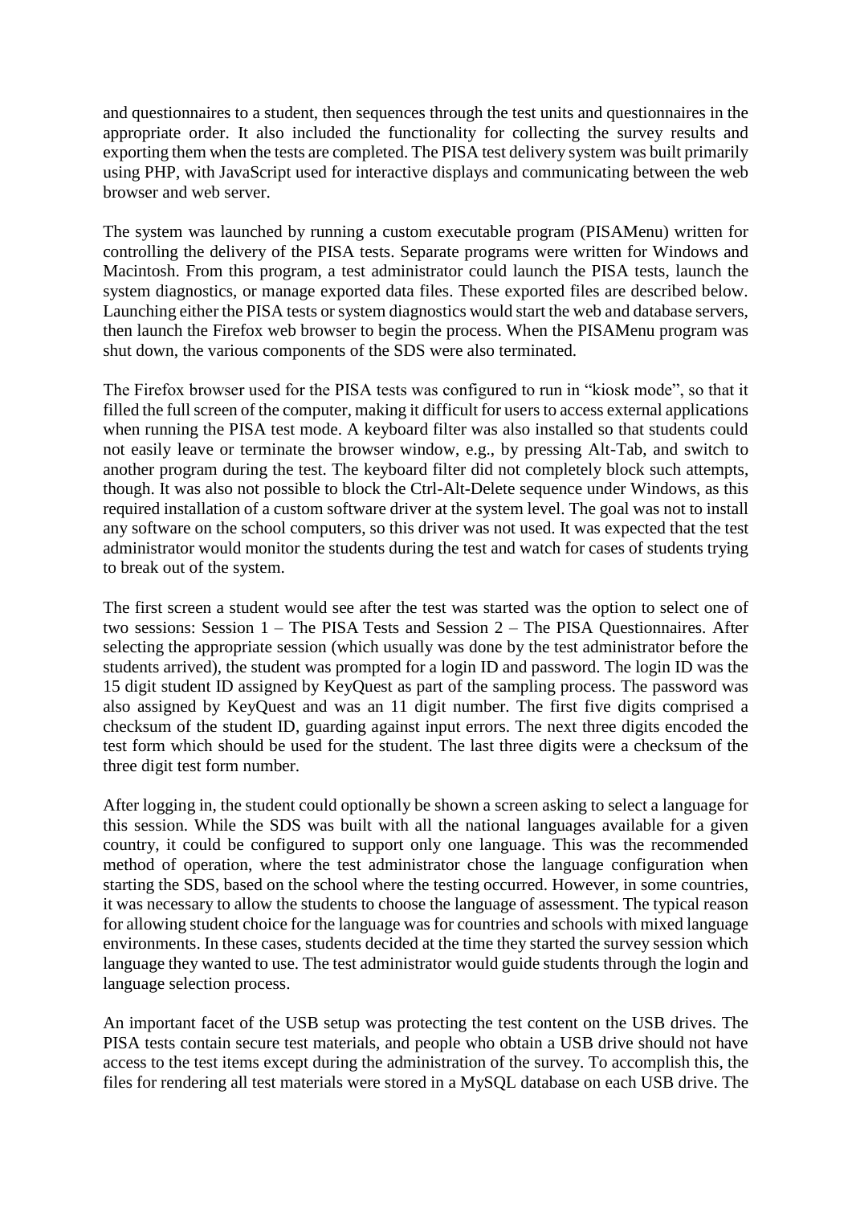and questionnaires to a student, then sequences through the test units and questionnaires in the appropriate order. It also included the functionality for collecting the survey results and exporting them when the tests are completed. The PISA test delivery system was built primarily using PHP, with JavaScript used for interactive displays and communicating between the web browser and web server.

The system was launched by running a custom executable program (PISAMenu) written for controlling the delivery of the PISA tests. Separate programs were written for Windows and Macintosh. From this program, a test administrator could launch the PISA tests, launch the system diagnostics, or manage exported data files. These exported files are described below. Launching either the PISA tests or system diagnostics would start the web and database servers, then launch the Firefox web browser to begin the process. When the PISAMenu program was shut down, the various components of the SDS were also terminated.

The Firefox browser used for the PISA tests was configured to run in "kiosk mode", so that it filled the full screen of the computer, making it difficult for users to access external applications when running the PISA test mode. A keyboard filter was also installed so that students could not easily leave or terminate the browser window, e.g., by pressing Alt-Tab, and switch to another program during the test. The keyboard filter did not completely block such attempts, though. It was also not possible to block the Ctrl-Alt-Delete sequence under Windows, as this required installation of a custom software driver at the system level. The goal was not to install any software on the school computers, so this driver was not used. It was expected that the test administrator would monitor the students during the test and watch for cases of students trying to break out of the system.

The first screen a student would see after the test was started was the option to select one of two sessions: Session 1 – The PISA Tests and Session 2 – The PISA Questionnaires. After selecting the appropriate session (which usually was done by the test administrator before the students arrived), the student was prompted for a login ID and password. The login ID was the 15 digit student ID assigned by KeyQuest as part of the sampling process. The password was also assigned by KeyQuest and was an 11 digit number. The first five digits comprised a checksum of the student ID, guarding against input errors. The next three digits encoded the test form which should be used for the student. The last three digits were a checksum of the three digit test form number.

After logging in, the student could optionally be shown a screen asking to select a language for this session. While the SDS was built with all the national languages available for a given country, it could be configured to support only one language. This was the recommended method of operation, where the test administrator chose the language configuration when starting the SDS, based on the school where the testing occurred. However, in some countries, it was necessary to allow the students to choose the language of assessment. The typical reason for allowing student choice for the language was for countries and schools with mixed language environments. In these cases, students decided at the time they started the survey session which language they wanted to use. The test administrator would guide students through the login and language selection process.

An important facet of the USB setup was protecting the test content on the USB drives. The PISA tests contain secure test materials, and people who obtain a USB drive should not have access to the test items except during the administration of the survey. To accomplish this, the files for rendering all test materials were stored in a MySQL database on each USB drive. The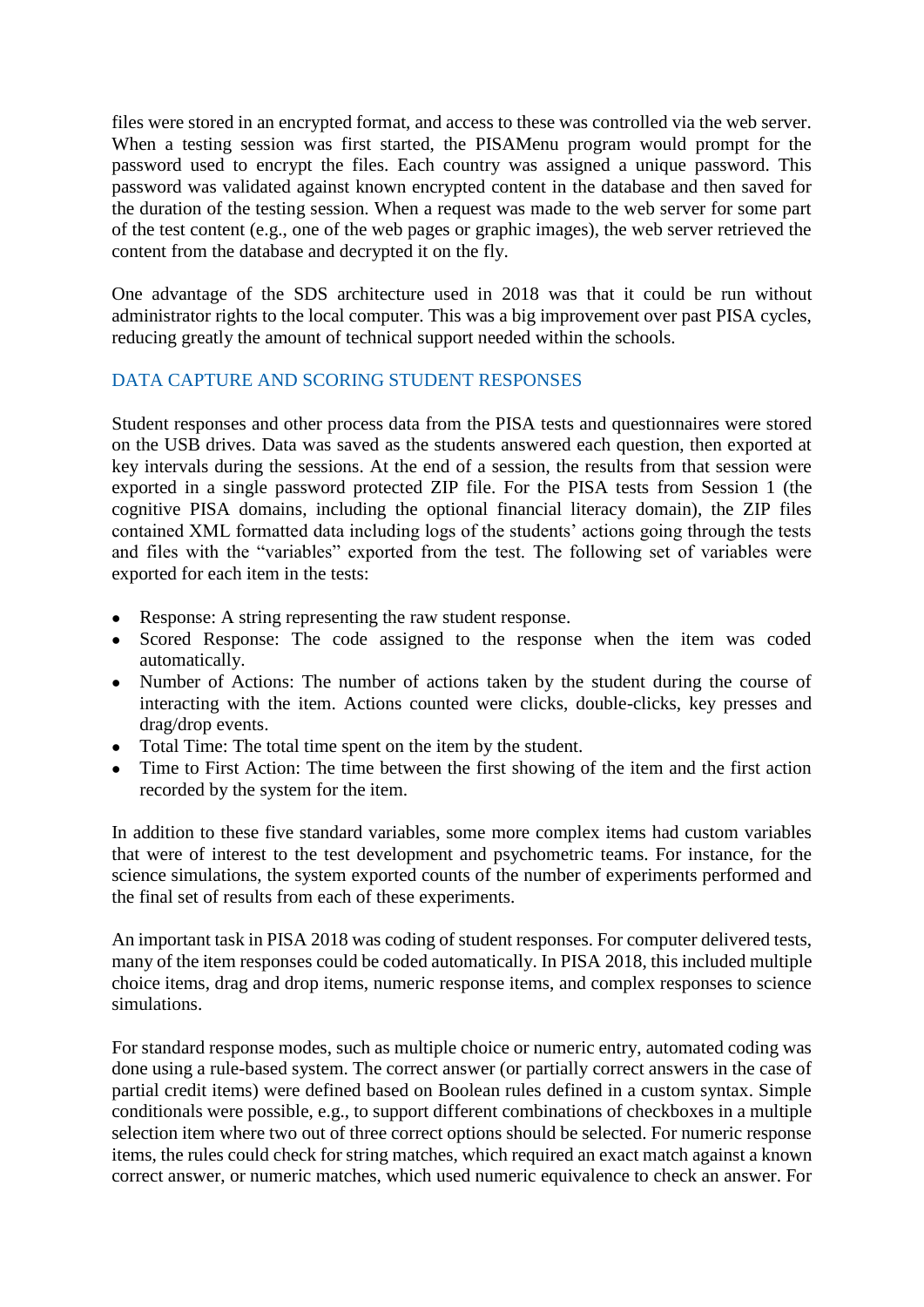files were stored in an encrypted format, and access to these was controlled via the web server. When a testing session was first started, the PISAMenu program would prompt for the password used to encrypt the files. Each country was assigned a unique password. This password was validated against known encrypted content in the database and then saved for the duration of the testing session. When a request was made to the web server for some part of the test content (e.g., one of the web pages or graphic images), the web server retrieved the content from the database and decrypted it on the fly.

One advantage of the SDS architecture used in 2018 was that it could be run without administrator rights to the local computer. This was a big improvement over past PISA cycles, reducing greatly the amount of technical support needed within the schools.

## DATA CAPTURE AND SCORING STUDENT RESPONSES

Student responses and other process data from the PISA tests and questionnaires were stored on the USB drives. Data was saved as the students answered each question, then exported at key intervals during the sessions. At the end of a session, the results from that session were exported in a single password protected ZIP file. For the PISA tests from Session 1 (the cognitive PISA domains, including the optional financial literacy domain), the ZIP files contained XML formatted data including logs of the students' actions going through the tests and files with the "variables" exported from the test. The following set of variables were exported for each item in the tests:

- Response: A string representing the raw student response.
- Scored Response: The code assigned to the response when the item was coded automatically.
- Number of Actions: The number of actions taken by the student during the course of interacting with the item. Actions counted were clicks, double-clicks, key presses and drag/drop events.
- Total Time: The total time spent on the item by the student.
- Time to First Action: The time between the first showing of the item and the first action recorded by the system for the item.

In addition to these five standard variables, some more complex items had custom variables that were of interest to the test development and psychometric teams. For instance, for the science simulations, the system exported counts of the number of experiments performed and the final set of results from each of these experiments.

An important task in PISA 2018 was coding of student responses. For computer delivered tests, many of the item responses could be coded automatically. In PISA 2018, this included multiple choice items, drag and drop items, numeric response items, and complex responses to science simulations.

For standard response modes, such as multiple choice or numeric entry, automated coding was done using a rule-based system. The correct answer (or partially correct answers in the case of partial credit items) were defined based on Boolean rules defined in a custom syntax. Simple conditionals were possible, e.g., to support different combinations of checkboxes in a multiple selection item where two out of three correct options should be selected. For numeric response items, the rules could check for string matches, which required an exact match against a known correct answer, or numeric matches, which used numeric equivalence to check an answer. For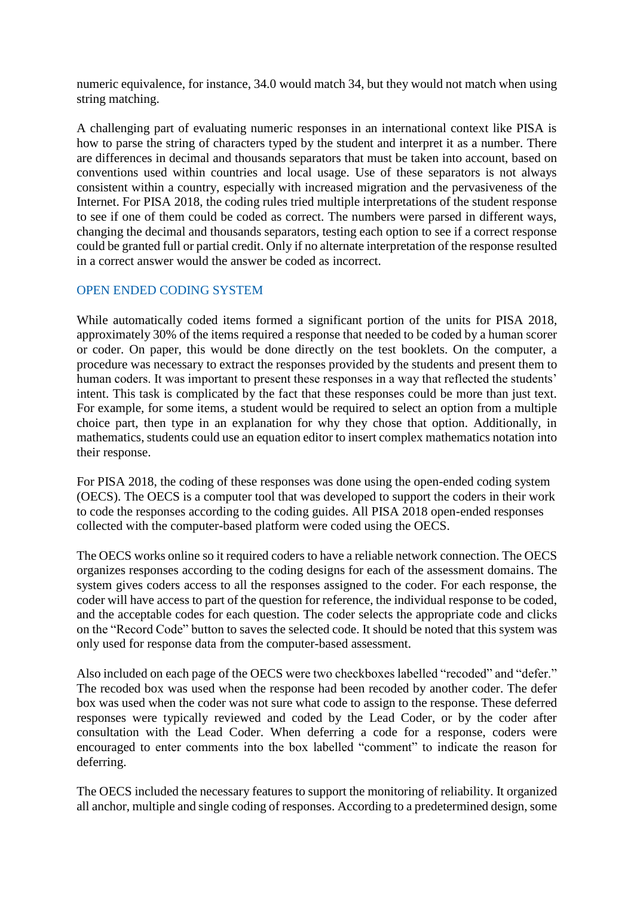numeric equivalence, for instance, 34.0 would match 34, but they would not match when using string matching.

A challenging part of evaluating numeric responses in an international context like PISA is how to parse the string of characters typed by the student and interpret it as a number. There are differences in decimal and thousands separators that must be taken into account, based on conventions used within countries and local usage. Use of these separators is not always consistent within a country, especially with increased migration and the pervasiveness of the Internet. For PISA 2018, the coding rules tried multiple interpretations of the student response to see if one of them could be coded as correct. The numbers were parsed in different ways, changing the decimal and thousands separators, testing each option to see if a correct response could be granted full or partial credit. Only if no alternate interpretation of the response resulted in a correct answer would the answer be coded as incorrect.

## OPEN ENDED CODING SYSTEM

While automatically coded items formed a significant portion of the units for PISA 2018, approximately 30% of the items required a response that needed to be coded by a human scorer or coder. On paper, this would be done directly on the test booklets. On the computer, a procedure was necessary to extract the responses provided by the students and present them to human coders. It was important to present these responses in a way that reflected the students' intent. This task is complicated by the fact that these responses could be more than just text. For example, for some items, a student would be required to select an option from a multiple choice part, then type in an explanation for why they chose that option. Additionally, in mathematics, students could use an equation editor to insert complex mathematics notation into their response.

For PISA 2018, the coding of these responses was done using the open-ended coding system (OECS). The OECS is a computer tool that was developed to support the coders in their work to code the responses according to the coding guides. All PISA 2018 open-ended responses collected with the computer-based platform were coded using the OECS.

The OECS works online so it required coders to have a reliable network connection. The OECS organizes responses according to the coding designs for each of the assessment domains. The system gives coders access to all the responses assigned to the coder. For each response, the coder will have access to part of the question for reference, the individual response to be coded, and the acceptable codes for each question. The coder selects the appropriate code and clicks on the "Record Code" button to saves the selected code. It should be noted that this system was only used for response data from the computer-based assessment.

Also included on each page of the OECS were two checkboxes labelled "recoded" and "defer." The recoded box was used when the response had been recoded by another coder. The defer box was used when the coder was not sure what code to assign to the response. These deferred responses were typically reviewed and coded by the Lead Coder, or by the coder after consultation with the Lead Coder. When deferring a code for a response, coders were encouraged to enter comments into the box labelled "comment" to indicate the reason for deferring.

The OECS included the necessary features to support the monitoring of reliability. It organized all anchor, multiple and single coding of responses. According to a predetermined design, some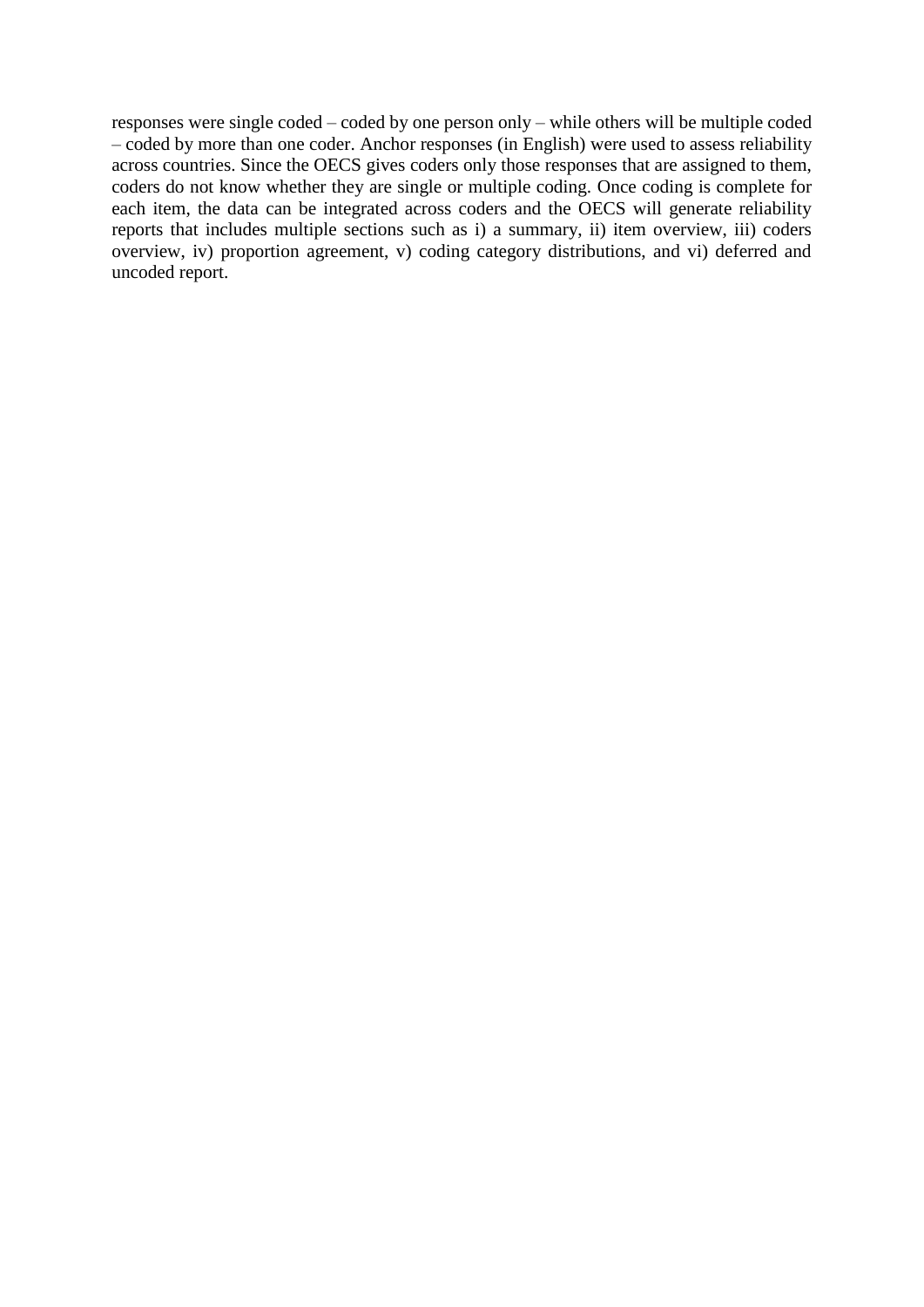responses were single coded – coded by one person only – while others will be multiple coded – coded by more than one coder. Anchor responses (in English) were used to assess reliability across countries. Since the OECS gives coders only those responses that are assigned to them, coders do not know whether they are single or multiple coding. Once coding is complete for each item, the data can be integrated across coders and the OECS will generate reliability reports that includes multiple sections such as i) a summary, ii) item overview, iii) coders overview, iv) proportion agreement, v) coding category distributions, and vi) deferred and uncoded report.